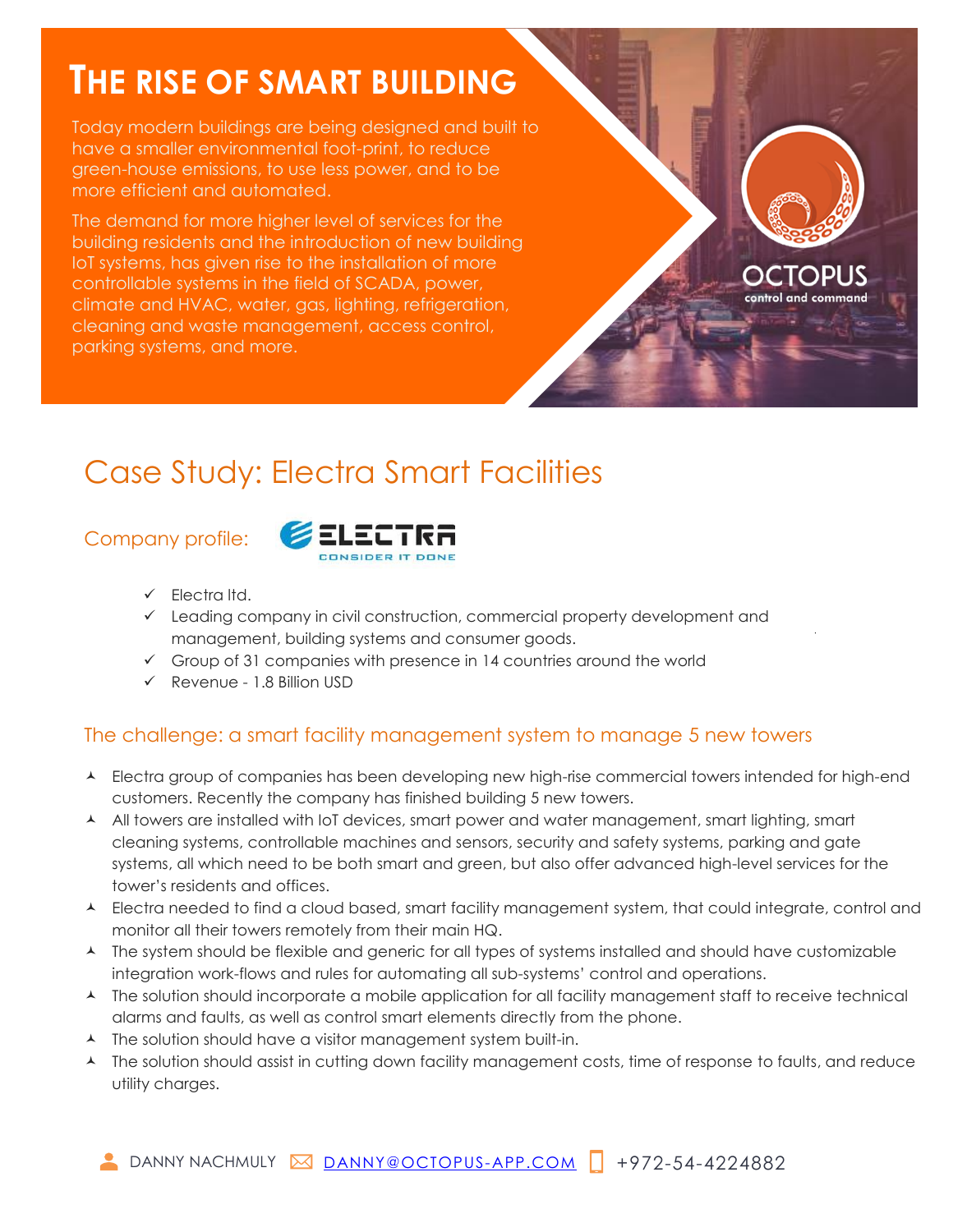# THE RISE OF SMART BUILDING

Today modern buildings are being designed and built to have a smaller environmental foot-print, to reduce green-house emissions, to use less power, and to be more efficient and automated.

The demand for more higher level of services for the building residents and the introduction of new building IoT systems, has given rise to the installation of more controllable systems in the field of SCADA, power, climate and HVAC, water, gas, lighting, refrigeration, cleaning and waste management, access control, parking systems, and more.

OCTOPUS
control and command

## Case Study: Electra Smart Facilities

### Company profile:

ELECTRA
CONSIDER IT DONE

- ✓ Electra ltd.
- ✓ Leading company in civil construction, commercial property development and management, building systems and consumer goods.
- ✓ Group of 31 companies with presence in 14 countries around the world
- ✓ Revenue - 1.8 Billion USD

### The challenge: a smart facility management system to manage 5 new towers

- Electra group of companies has been developing new high-rise commercial towers intended for high-end customers. Recently the company has finished building 5 new towers.
- All towers are installed with IoT devices, smart power and water management, smart lighting, smart cleaning systems, controllable machines and sensors, security and safety systems, parking and gate systems, all which need to be both smart and green, but also offer advanced high-level services for the tower's residents and offices.
- Electra needed to find a cloud based, smart facility management system, that could integrate, control and monitor all their towers remotely from their main HQ.
- The system should be flexible and generic for all types of systems installed and should have customizable integration work-flows and rules for automating all sub-systems' control and operations.
- The solution should incorporate a mobile application for all facility management staff to receive technical alarms and faults, as well as control smart elements directly from the phone.
- The solution should have a visitor management system built-in.
- The solution should assist in cutting down facility management costs, time of response to faults, and reduce utility charges.

DANNY NACHMULY DANNY@OCTOPUS-APP.COM +972-54-4224882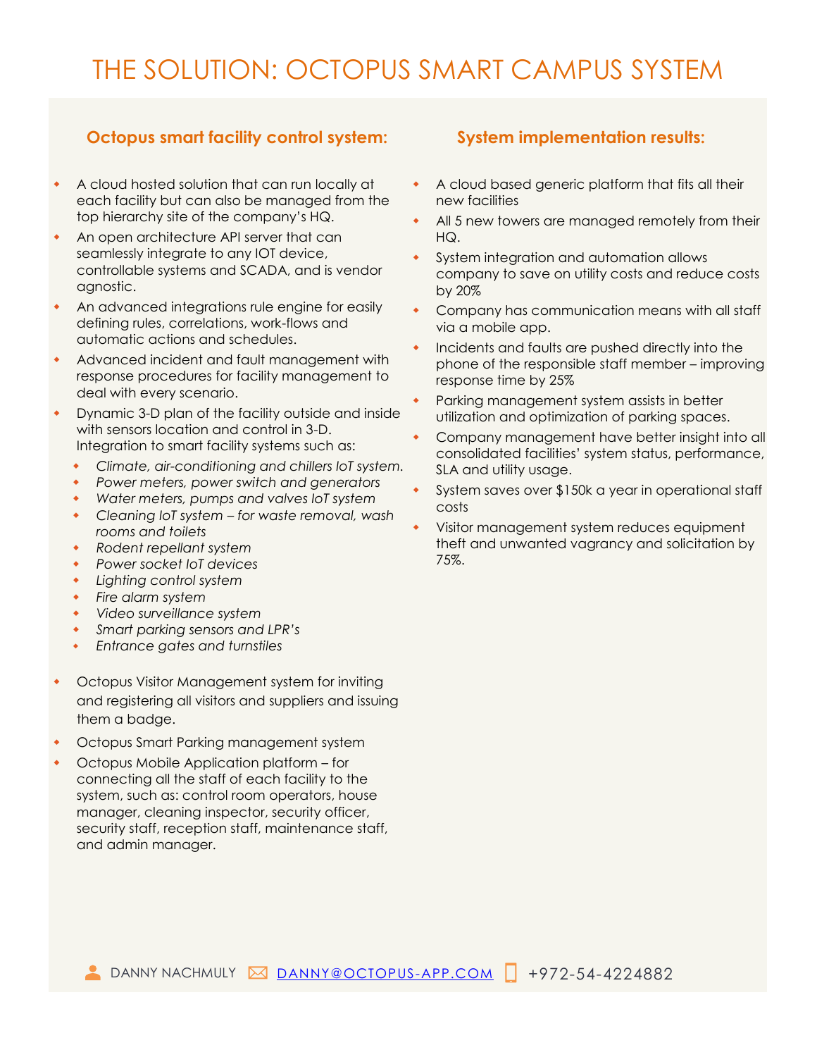# THE SOLUTION: OCTOPUS SMART CAMPUS SYSTEM

## Octopus smart facility control system:

- A cloud hosted solution that can run locally at each facility but can also be managed from the top hierarchy site of the company's HQ.
- An open architecture API server that can seamlessly integrate to any IOT device, controllable systems and SCADA, and is vendor agnostic.
- An advanced integrations rule engine for easily defining rules, correlations, work-flows and automatic actions and schedules.
- Advanced incident and fault management with response procedures for facility management to deal with every scenario.
- Dynamic 3-D plan of the facility outside and inside with sensors location and control in 3-D. Integration to smart facility systems such as:
  - *Climate, air-conditioning and chillers IoT system.*
  - *Power meters, power switch and generators*
  - *Water meters, pumps and valves IoT system*
  - *Cleaning IoT system – for waste removal, wash rooms and toilets*
  - *Rodent repellant system*
  - *Power socket IoT devices*
  - *Lighting control system*
  - *Fire alarm system*
  - *Video surveillance system*
  - *Smart parking sensors and LPR's*
  - *Entrance gates and turnstiles*
- Octopus Visitor Management system for inviting and registering all visitors and suppliers and issuing them a badge.
- Octopus Smart Parking management system
- Octopus Mobile Application platform – for connecting all the staff of each facility to the system, such as: control room operators, house manager, cleaning inspector, security officer, security staff, reception staff, maintenance staff, and admin manager.

## System implementation results:

- A cloud based generic platform that fits all their new facilities
- All 5 new towers are managed remotely from their HQ.
- System integration and automation allows company to save on utility costs and reduce costs by 20%
- Company has communication means with all staff via a mobile app.
- Incidents and faults are pushed directly into the phone of the responsible staff member – improving response time by 25%
- Parking management system assists in better utilization and optimization of parking spaces.
- Company management have better insight into all consolidated facilities' system status, performance, SLA and utility usage.
- System saves over $150k a year in operational staff costs
- Visitor management system reduces equipment theft and unwanted vagrancy and solicitation by 75%.

DANNY NACHMULY DANNY@OCTOPUS-APP.COM +972-54-4224882